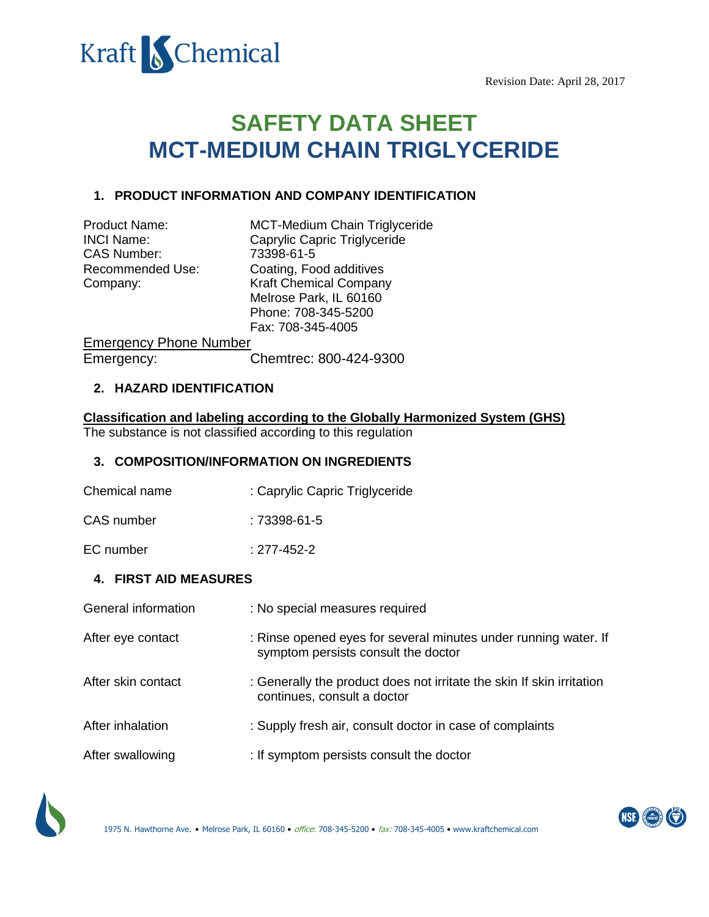Kraft Chemical

Revision Date: April 28, 2017

# SAFETY DATA SHEET
# MCT-MEDIUM CHAIN TRIGLYCERIDE

## 1. PRODUCT INFORMATION AND COMPANY IDENTIFICATION

| | |
|---|---|
| Product Name: | MCT-Medium Chain Triglyceride |
| INCI Name: | Caprylic Capric Triglyceride |
| CAS Number: | 73398-61-5 |
| Recommended Use: | Coating, Food additives |
| Company: | Kraft Chemical Company<br>Melrose Park, IL 60160<br>Phone: 708-345-5200<br>Fax: 708-345-4005 |

Emergency Phone Number

Emergency: Chemtrec: 800-424-9300

## 2. HAZARD IDENTIFICATION

**Classification and labeling according to the Globally Harmonized System (GHS)**

The substance is not classified according to this regulation

## 3. COMPOSITION/INFORMATION ON INGREDIENTS

| | |
|---|---|
| Chemical name | : Caprylic Capric Triglyceride |
| CAS number | : 73398-61-5 |
| EC number | : 277-452-2 |

## 4. FIRST AID MEASURES

| | |
|---|---|
| General information | : No special measures required |
| After eye contact | : Rinse opened eyes for several minutes under running water. If symptom persists consult the doctor |
| After skin contact | : Generally the product does not irritate the skin If skin irritation continues, consult a doctor |
| After inhalation | : Supply fresh air, consult doctor in case of complaints |
| After swallowing | : If symptom persists consult the doctor |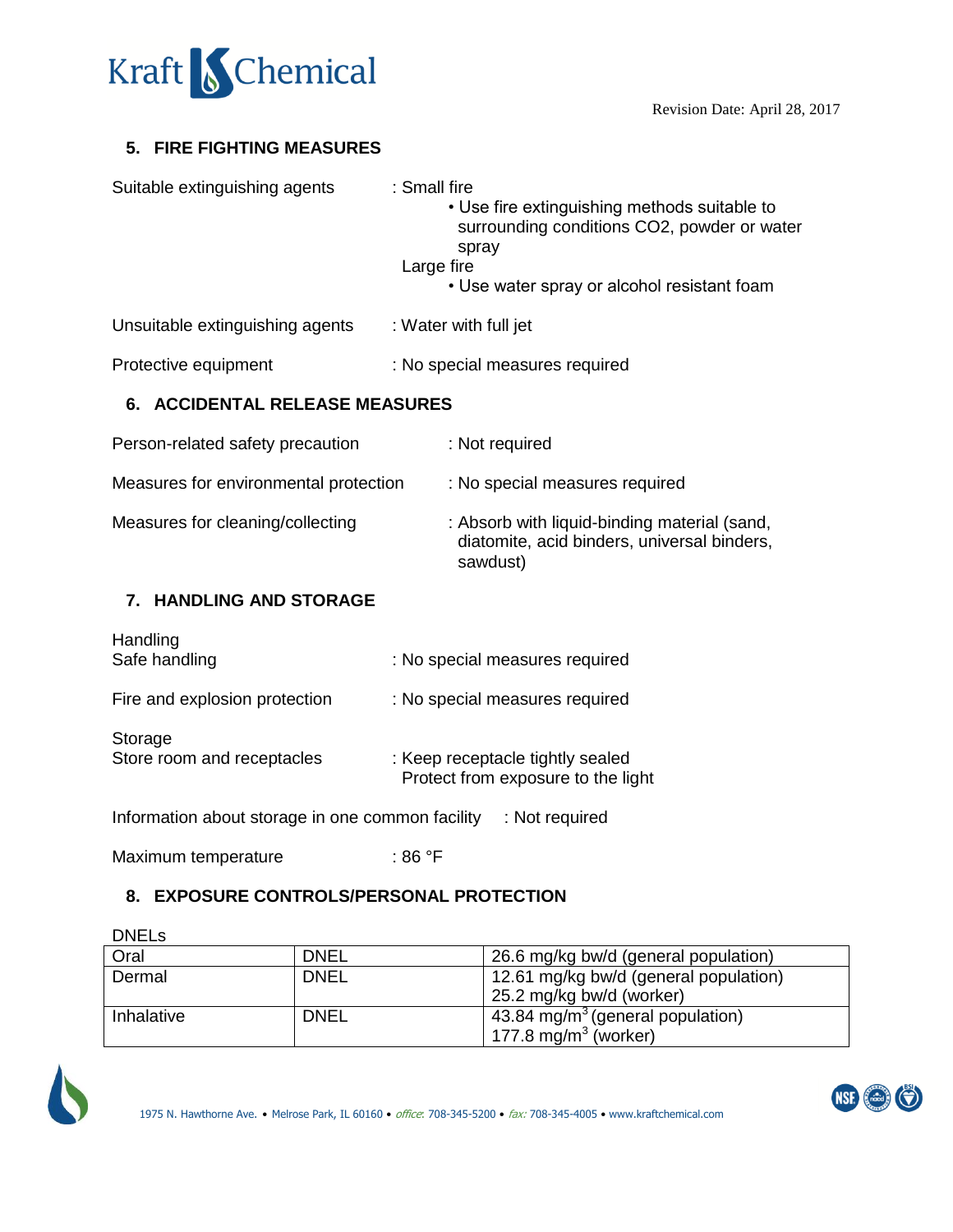## 5. FIRE FIGHTING MEASURES

Suitable extinguishing agents : Small fire

- Use fire extinguishing methods suitable to surrounding conditions CO2, powder or water spray

Large fire

- Use water spray or alcohol resistant foam

Unsuitable extinguishing agents : Water with full jet

Protective equipment : No special measures required

## 6. ACCIDENTAL RELEASE MEASURES

Person-related safety precaution : Not required

Measures for environmental protection : No special measures required

Measures for cleaning/collecting : Absorb with liquid-binding material (sand, diatomite, acid binders, universal binders, sawdust)

## 7. HANDLING AND STORAGE

Handling

Safe handling : No special measures required

Fire and explosion protection : No special measures required

Storage

Store room and receptacles : Keep receptacle tightly sealed
Protect from exposure to the light

Information about storage in one common facility : Not required

Maximum temperature : 86 °F

## 8. EXPOSURE CONTROLS/PERSONAL PROTECTION

DNELs

| Oral | DNEL | 26.6 mg/kg bw/d (general population) |
|---|---|---|
| Dermal | DNEL | 12.61 mg/kg bw/d (general population)<br>25.2 mg/kg bw/d (worker) |
| Inhalative | DNEL | 43.84 $mg/m^3$ (general population)<br>177.8 $mg/m^3$ (worker) |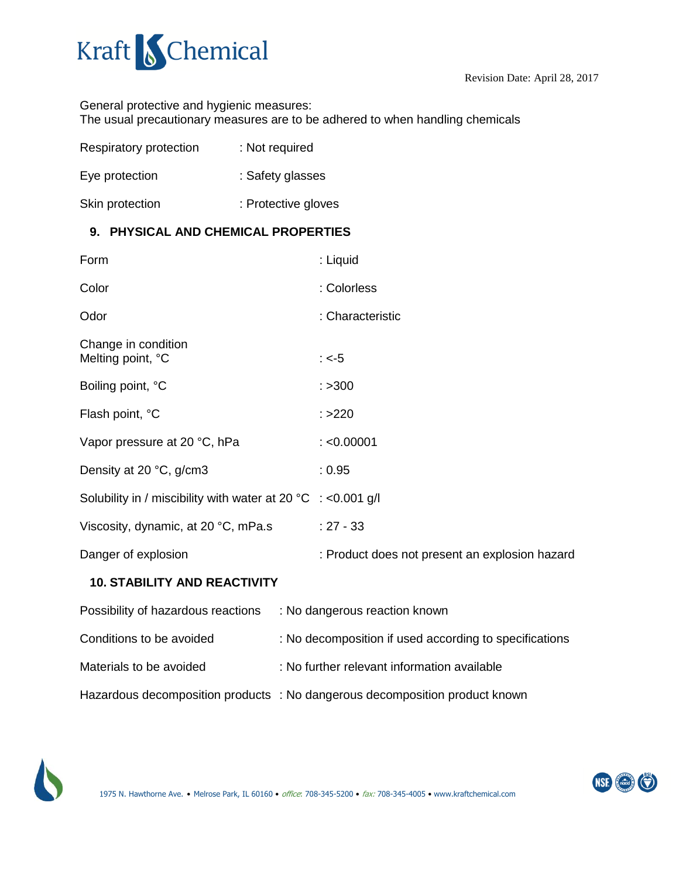General protective and hygienic measures:
The usual precautionary measures are to be adhered to when handling chemicals

| | |
|---|---|
| Respiratory protection | : Not required |
| Eye protection | : Safety glasses |
| Skin protection | : Protective gloves |

## 9. PHYSICAL AND CHEMICAL PROPERTIES

| | |
|---|---|
| Form | : Liquid |
| Color | : Colorless |
| Odor | : Characteristic |
| Change in condition<br>Melting point, °C | : <-5 |
| Boiling point, °C | : >300 |
| Flash point, °C | : >220 |
| Vapor pressure at 20 °C, hPa | : <0.00001 |
| Density at 20 °C, g/cm3 | : 0.95 |
| Solubility in / miscibility with water at 20 °C | : <0.001 g/l |
| Viscosity, dynamic, at 20 °C, mPa.s | : 27 - 33 |
| Danger of explosion | : Product does not present an explosion hazard |

## 10. STABILITY AND REACTIVITY

| | |
|---|---|
| Possibility of hazardous reactions | : No dangerous reaction known |
| Conditions to be avoided | : No decomposition if used according to specifications |
| Materials to be avoided | : No further relevant information available |
| Hazardous decomposition products | : No dangerous decomposition product known |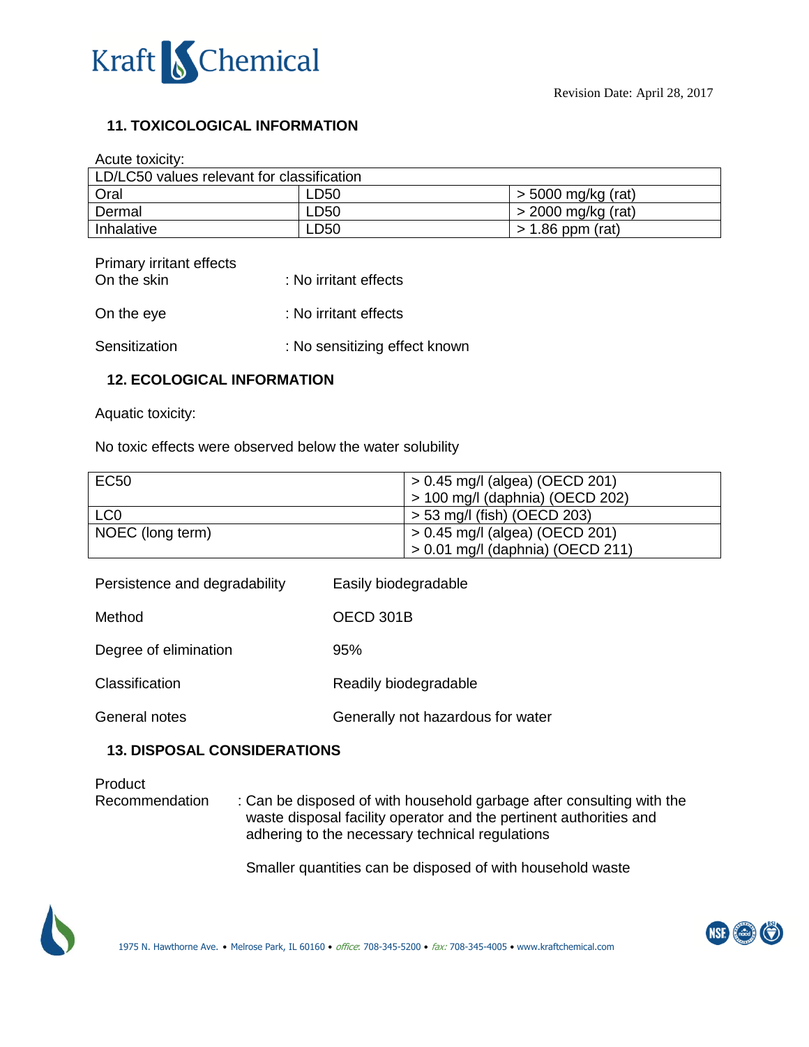## 11. TOXICOLOGICAL INFORMATION

Acute toxicity:

| LD/LC50 values relevant for classification | | |
|---|---|---|
| Oral | LD50 | > 5000 mg/kg (rat) |
| Dermal | LD50 | > 2000 mg/kg (rat) |
| Inhalative | LD50 | > 1.86 ppm (rat) |

Primary irritant effects

On the skin : No irritant effects

On the eye : No irritant effects

Sensitization : No sensitizing effect known

## 12. ECOLOGICAL INFORMATION

Aquatic toxicity:

No toxic effects were observed below the water solubility

| EC50 | > 0.45 mg/l (algea) (OECD 201)<br>> 100 mg/l (daphnia) (OECD 202) |
|---|---|
| LC0 | > 53 mg/l (fish) (OECD 203) |
| NOEC (long term) | > 0.45 mg/l (algea) (OECD 201)<br>> 0.01 mg/l (daphnia) (OECD 211) |

Persistence and degradability Easily biodegradable

Method OECD 301B

Degree of elimination 95%

Classification Readily biodegradable

General notes Generally not hazardous for water

## 13. DISPOSAL CONSIDERATIONS

Product

Recommendation : Can be disposed of with household garbage after consulting with the waste disposal facility operator and the pertinent authorities and adhering to the necessary technical regulations

Smaller quantities can be disposed of with household waste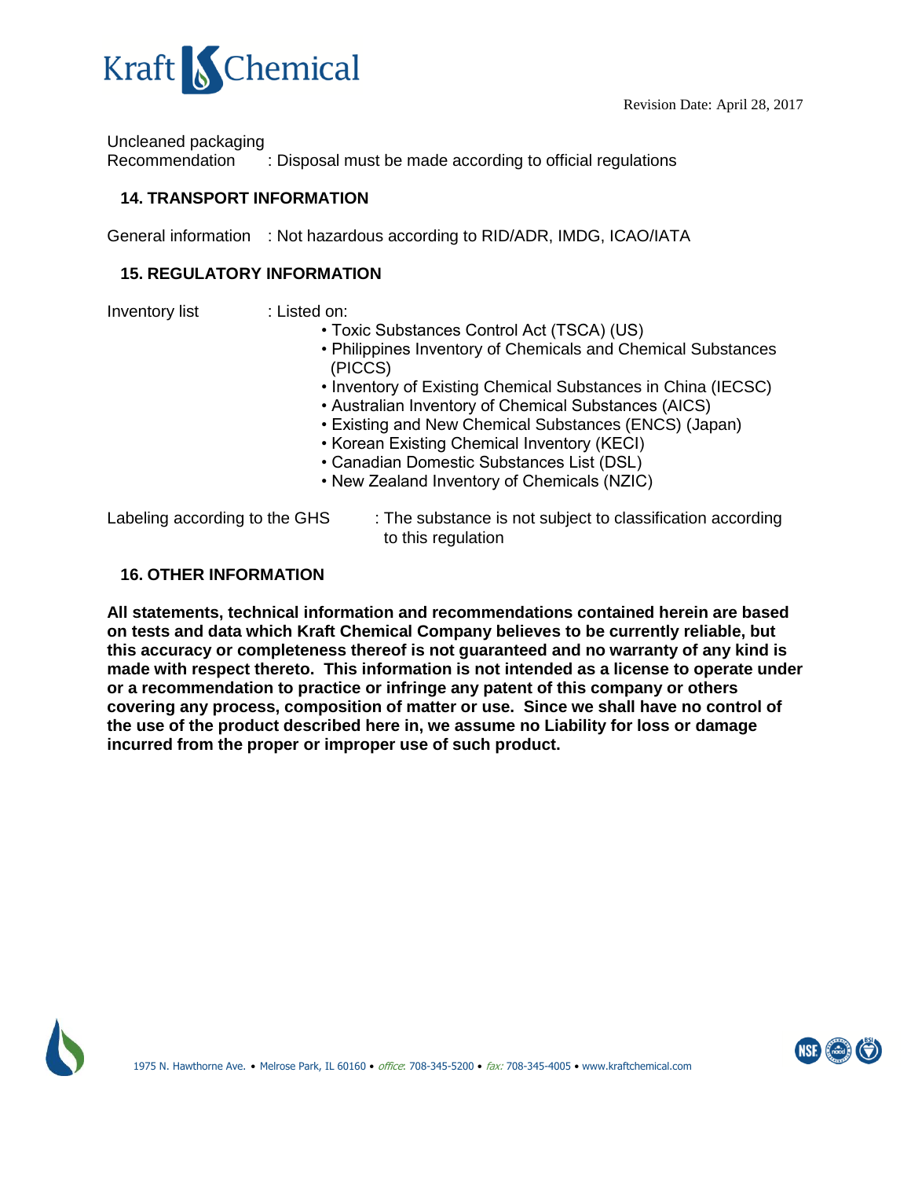Uncleaned packaging
Recommendation : Disposal must be made according to official regulations

## 14. TRANSPORT INFORMATION

General information : Not hazardous according to RID/ADR, IMDG, ICAO/IATA

## 15. REGULATORY INFORMATION

Inventory list : Listed on:

- Toxic Substances Control Act (TSCA) (US)
- Philippines Inventory of Chemicals and Chemical Substances (PICCS)
- Inventory of Existing Chemical Substances in China (IECSC)
- Australian Inventory of Chemical Substances (AICS)
- Existing and New Chemical Substances (ENCS) (Japan)
- Korean Existing Chemical Inventory (KECI)
- Canadian Domestic Substances List (DSL)
- New Zealand Inventory of Chemicals (NZIC)

Labeling according to the GHS : The substance is not subject to classification according to this regulation

## 16. OTHER INFORMATION

**All statements, technical information and recommendations contained herein are based on tests and data which Kraft Chemical Company believes to be currently reliable, but this accuracy or completeness thereof is not guaranteed and no warranty of any kind is made with respect thereto. This information is not intended as a license to operate under or a recommendation to practice or infringe any patent of this company or others covering any process, composition of matter or use. Since we shall have no control of the use of the product described here in, we assume no Liability for loss or damage incurred from the proper or improper use of such product.**